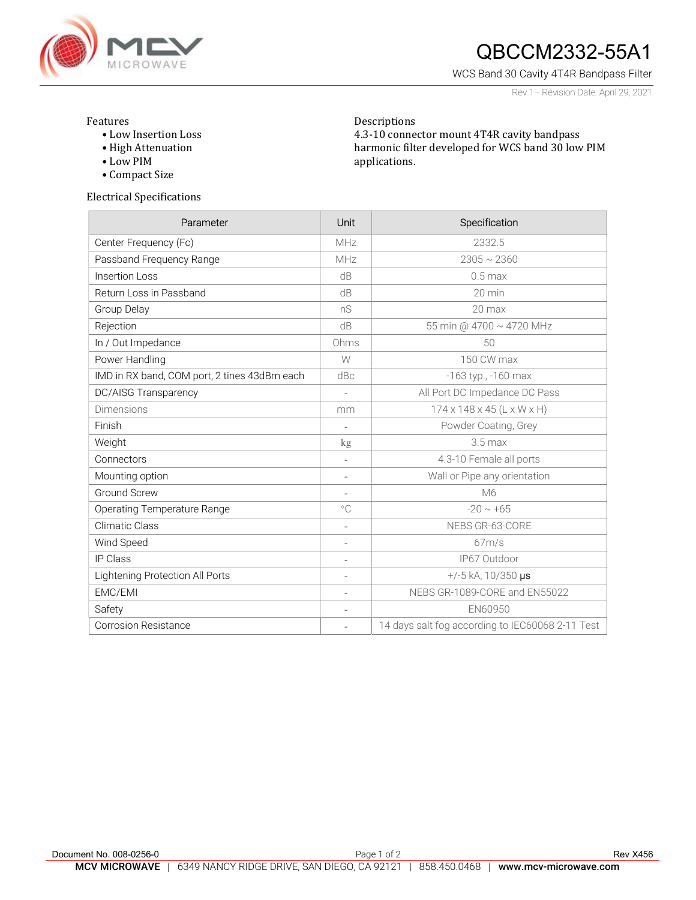# QBCCM2332-55A1

WCS Band 30 Cavity 4T4R Bandpass Filter

Rev 1 – Revision Date: April 29, 2021

## Features

- Low Insertion Loss
- High Attenuation
- Low PIM
- Compact Size

## Descriptions

4.3-10 connector mount 4T4R cavity bandpass harmonic filter developed for WCS band 30 low PIM applications.

## Electrical Specifications

| Parameter | Unit | Specification |
|---|---|---|
| Center Frequency (Fc) | MHz | 2332.5 |
| Passband Frequency Range | MHz | 2305 ~ 2360 |
| Insertion Loss | dB | 0.5 max |
| Return Loss in Passband | dB | 20 min |
| Group Delay | nS | 20 max |
| Rejection | dB | 55 min @ 4700 ~ 4720 MHz |
| In / Out Impedance | Ohms | 50 |
| Power Handling | W | 150 CW max |
| IMD in RX band, COM port, 2 tines 43dBm each | dBc | -163 typ., -160 max |
| DC/AISG Transparency | - | All Port DC Impedance DC Pass |
| Dimensions | mm | 174 x 148 x 45 (L x W x H) |
| Finish | - | Powder Coating, Grey |
| Weight | kg | 3.5 max |
| Connectors | - | 4.3-10 Female all ports |
| Mounting option | - | Wall or Pipe any orientation |
| Ground Screw | - | M6 |
| Operating Temperature Range | °C | -20 ~ +65 |
| Climatic Class | - | NEBS GR-63-CORE |
| Wind Speed | - | 67m/s |
| IP Class | - | IP67 Outdoor |
| Lightening Protection All Ports | - | +/-5 kA, 10/350 µs |
| EMC/EMI | - | NEBS GR-1089-CORE and EN55022 |
| Safety | - | EN60950 |
| Corrosion Resistance | - | 14 days salt fog according to IEC60068 2-11 Test |

Document No. 008-0256-0 Rev X456

**MCV MICROWAVE** | 6349 NANCY RIDGE DRIVE, SAN DIEGO, CA 92121 | 858.450.0468 | **www.mcv-microwave.com**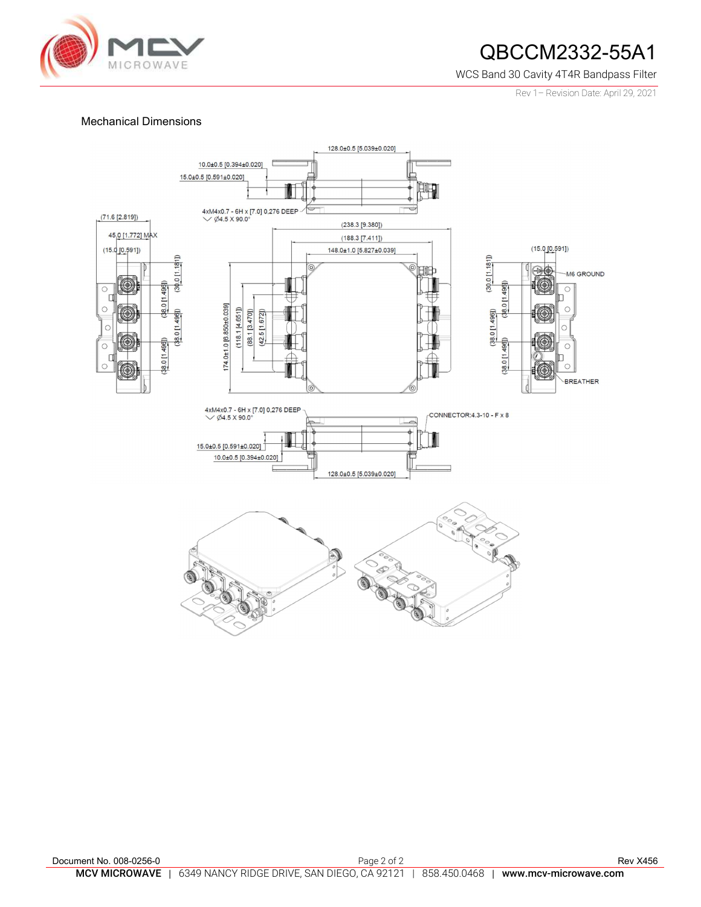## Mechanical Dimensions

128.0±0.5 [5.039±0.020]

10.0±0.5 [0.394±0.020]

15.0±0.5 [0.591±0.020]

4xM4x0.7 - 6H x [7.0] 0.276 DEEP
⌵ Ø4.5 X 90.0°

(71.6 [2.819])

45.0 [1.772] MAX

(15.0 [0.591])

(238.3 [9.380])

(188.3 [7.411])

148.0±1.0 [5.827±0.039]

(15.0 [0.591])

M6 GROUND

(30.0 [1.181])

(38.0 [1.496])

174.0±1.0 [6.850±0.039]

(118.1 [4.651])

(88.1 [3.470])

(42.5 [1.672])

BREATHER

4xM4x0.7 - 6H x [7.0] 0.276 DEEP
⌵ Ø4.5 X 90.0°

CONNECTOR:4.3-10 - F x 8

15.0±0.5 [0.591±0.020]

10.0±0.5 [0.394±0.020]

128.0±0.5 [5.039±0.020]